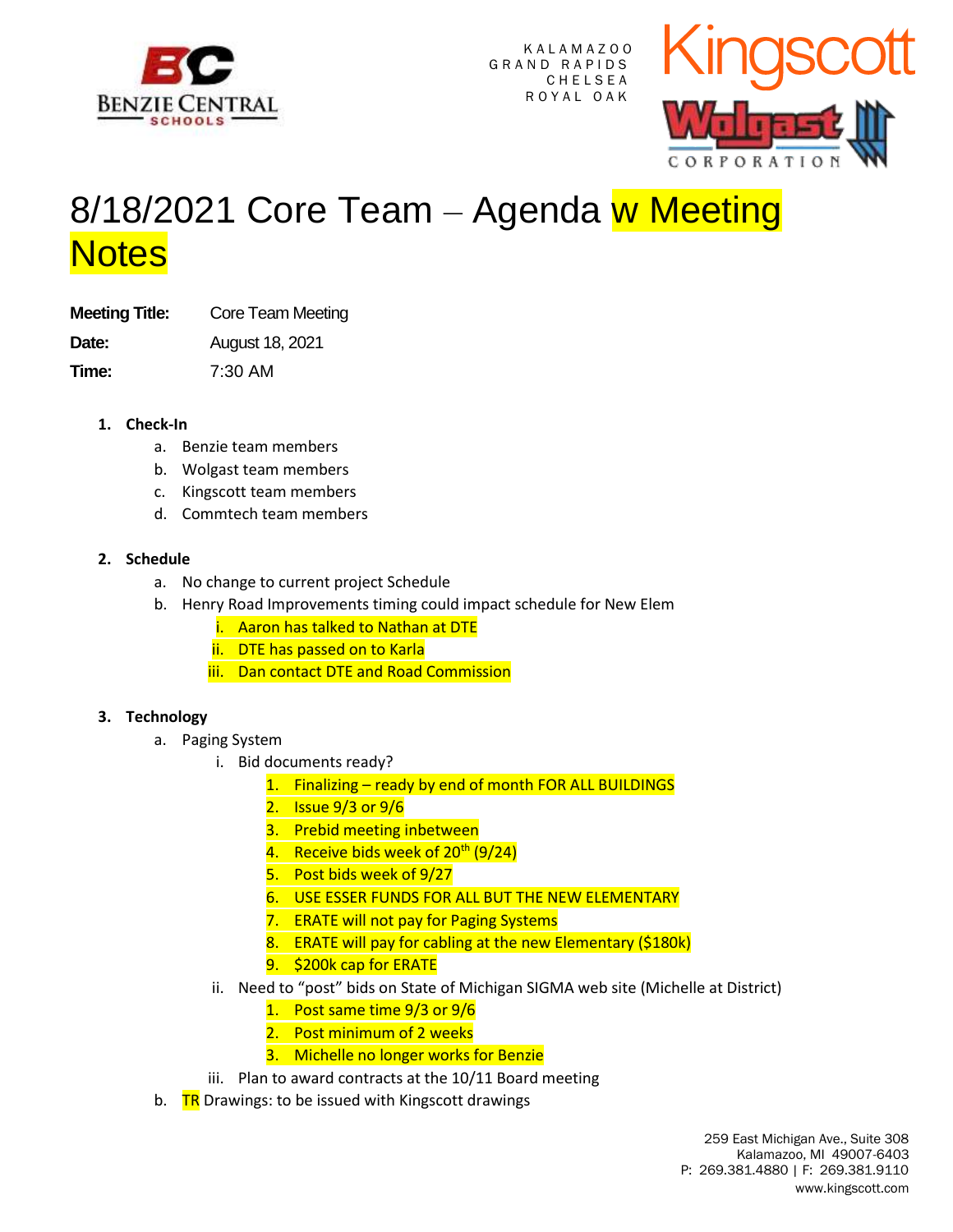KALAMAZOO
GRAND RAPIDS
CHELSEA
ROYAL OAK

# 8/18/2021 Core Team – Agenda w Meeting Notes

**Meeting Title:** Core Team Meeting

**Date:** August 18, 2021

**Time:** 7:30 AM

1. **Check-In**
   a. Benzie team members
   b. Wolgast team members
   c. Kingscott team members
   d. Commtech team members

2. **Schedule**
   a. No change to current project Schedule
   b. Henry Road Improvements timing could impact schedule for New Elem
      i. Aaron has talked to Nathan at DTE
      ii. DTE has passed on to Karla
      iii. Dan contact DTE and Road Commission

3. **Technology**
   a. Paging System
      i. Bid documents ready?
         1. Finalizing – ready by end of month FOR ALL BUILDINGS
         2. Issue 9/3 or 9/6
         3. Prebid meeting inbetween
         4. Receive bids week of 20th (9/24)
         5. Post bids week of 9/27
         6. USE ESSER FUNDS FOR ALL BUT THE NEW ELEMENTARY
         7. ERATE will not pay for Paging Systems
         8. ERATE will pay for cabling at the new Elementary ($180k)
         9. $200k cap for ERATE
      ii. Need to "post" bids on State of Michigan SIGMA web site (Michelle at District)
         1. Post same time 9/3 or 9/6
         2. Post minimum of 2 weeks
         3. Michelle no longer works for Benzie
      iii. Plan to award contracts at the 10/11 Board meeting
   b. TR Drawings: to be issued with Kingscott drawings

259 East Michigan Ave., Suite 308
Kalamazoo, MI 49007-6403
P: 269.381.4880 | F: 269.381.9110
www.kingscott.com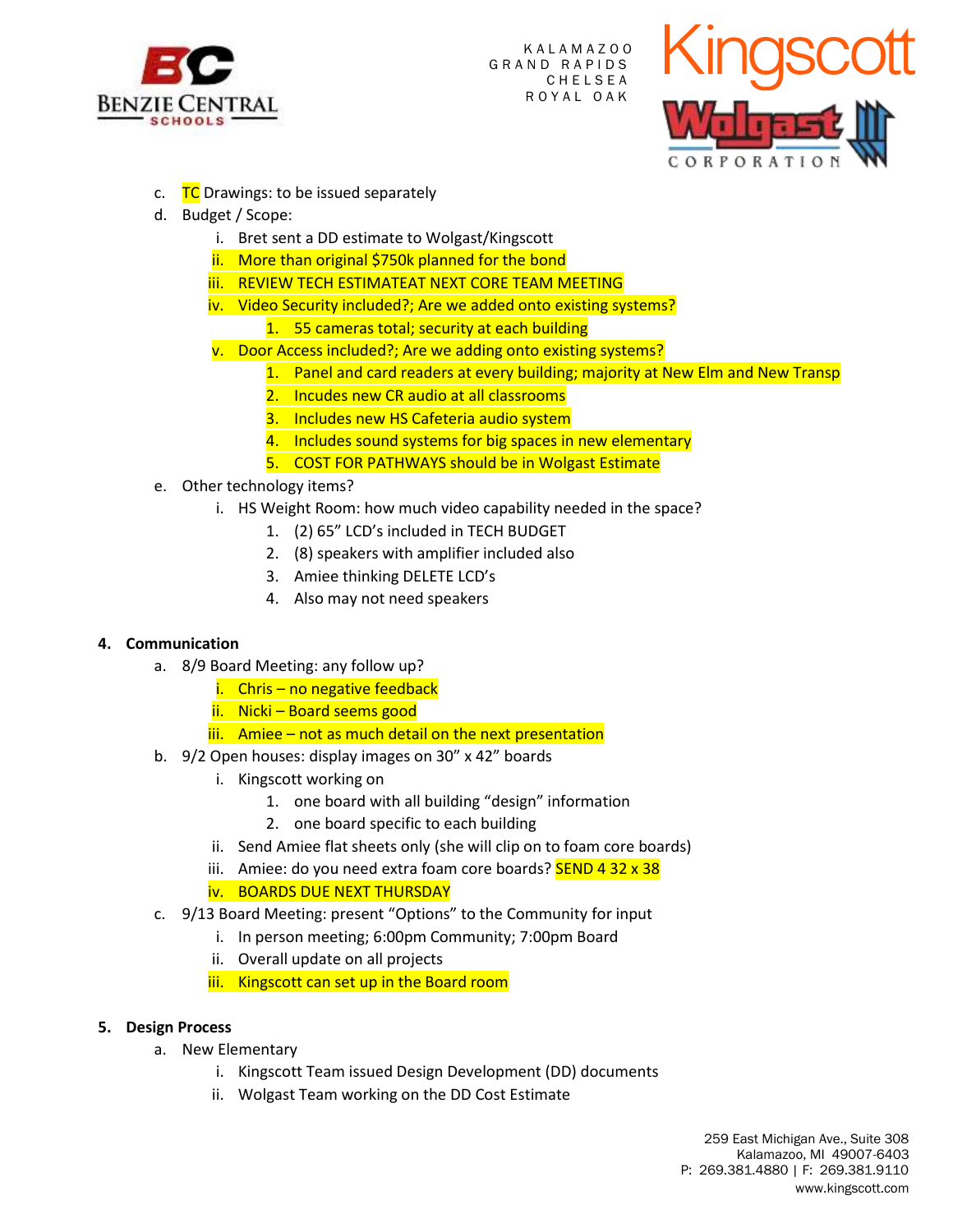c. TC Drawings: to be issued separately

d. Budget / Scope:

   i. Bret sent a DD estimate to Wolgast/Kingscott

   ii. More than original $750k planned for the bond

   iii. REVIEW TECH ESTIMATEAT NEXT CORE TEAM MEETING

   iv. Video Security included?; Are we added onto existing systems?

      1. 55 cameras total; security at each building

   v. Door Access included?; Are we adding onto existing systems?

      1. Panel and card readers at every building; majority at New Elm and New Transp

      2. Incudes new CR audio at all classrooms

      3. Includes new HS Cafeteria audio system

      4. Includes sound systems for big spaces in new elementary

      5. COST FOR PATHWAYS should be in Wolgast Estimate

e. Other technology items?

   i. HS Weight Room: how much video capability needed in the space?

      1. (2) 65" LCD's included in TECH BUDGET

      2. (8) speakers with amplifier included also

      3. Amiee thinking DELETE LCD's

      4. Also may not need speakers

## 4. Communication

a. 8/9 Board Meeting: any follow up?

   i. Chris – no negative feedback

   ii. Nicki – Board seems good

   iii. Amiee – not as much detail on the next presentation

b. 9/2 Open houses: display images on 30" x 42" boards

   i. Kingscott working on

      1. one board with all building "design" information

      2. one board specific to each building

   ii. Send Amiee flat sheets only (she will clip on to foam core boards)

   iii. Amiee: do you need extra foam core boards? SEND 4 32 x 38

   iv. BOARDS DUE NEXT THURSDAY

c. 9/13 Board Meeting: present "Options" to the Community for input

   i. In person meeting; 6:00pm Community; 7:00pm Board

   ii. Overall update on all projects

   iii. Kingscott can set up in the Board room

## 5. Design Process

a. New Elementary

   i. Kingscott Team issued Design Development (DD) documents

   ii. Wolgast Team working on the DD Cost Estimate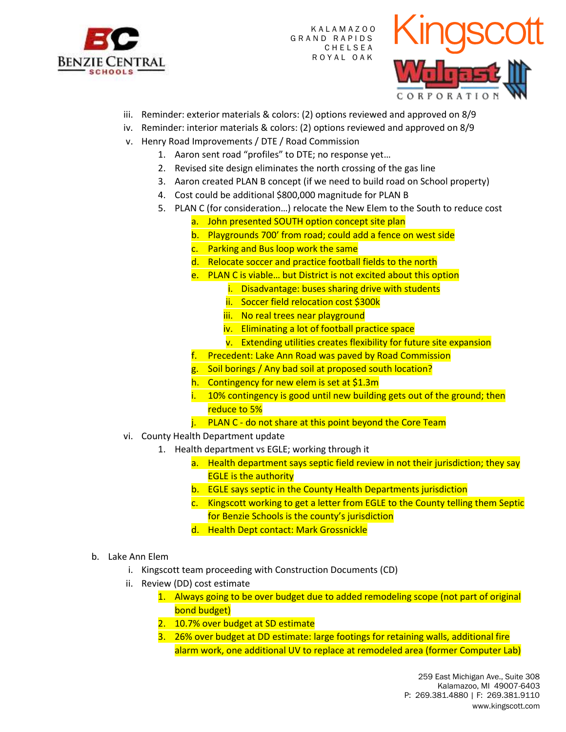- iii. Reminder: exterior materials & colors: (2) options reviewed and approved on 8/9
- iv. Reminder: interior materials & colors: (2) options reviewed and approved on 8/9
- v. Henry Road Improvements / DTE / Road Commission
  1. Aaron sent road "profiles" to DTE; no response yet…
  2. Revised site design eliminates the north crossing of the gas line
  3. Aaron created PLAN B concept (if we need to build road on School property)
  4. Cost could be additional $800,000 magnitude for PLAN B
  5. PLAN C (for consideration…) relocate the New Elem to the South to reduce cost
     - a. John presented SOUTH option concept site plan
     - b. Playgrounds 700' from road; could add a fence on west side
     - c. Parking and Bus loop work the same
     - d. Relocate soccer and practice football fields to the north
     - e. PLAN C is viable… but District is not excited about this option
       - i. Disadvantage: buses sharing drive with students
       - ii. Soccer field relocation cost $300k
       - iii. No real trees near playground
       - iv. Eliminating a lot of football practice space
       - v. Extending utilities creates flexibility for future site expansion
     - f. Precedent: Lake Ann Road was paved by Road Commission
     - g. Soil borings / Any bad soil at proposed south location?
     - h. Contingency for new elem is set at $1.3m
     - i. 10% contingency is good until new building gets out of the ground; then reduce to 5%
     - j. PLAN C - do not share at this point beyond the Core Team
- vi. County Health Department update
  1. Health department vs EGLE; working through it
     - a. Health department says septic field review in not their jurisdiction; they say EGLE is the authority
     - b. EGLE says septic in the County Health Departments jurisdiction
     - c. Kingscott working to get a letter from EGLE to the County telling them Septic for Benzie Schools is the county's jurisdiction
     - d. Health Dept contact: Mark Grossnickle

b. Lake Ann Elem
- i. Kingscott team proceeding with Construction Documents (CD)
- ii. Review (DD) cost estimate
  1. Always going to be over budget due to added remodeling scope (not part of original bond budget)
  2. 10.7% over budget at SD estimate
  3. 26% over budget at DD estimate: large footings for retaining walls, additional fire alarm work, one additional UV to replace at remodeled area (former Computer Lab)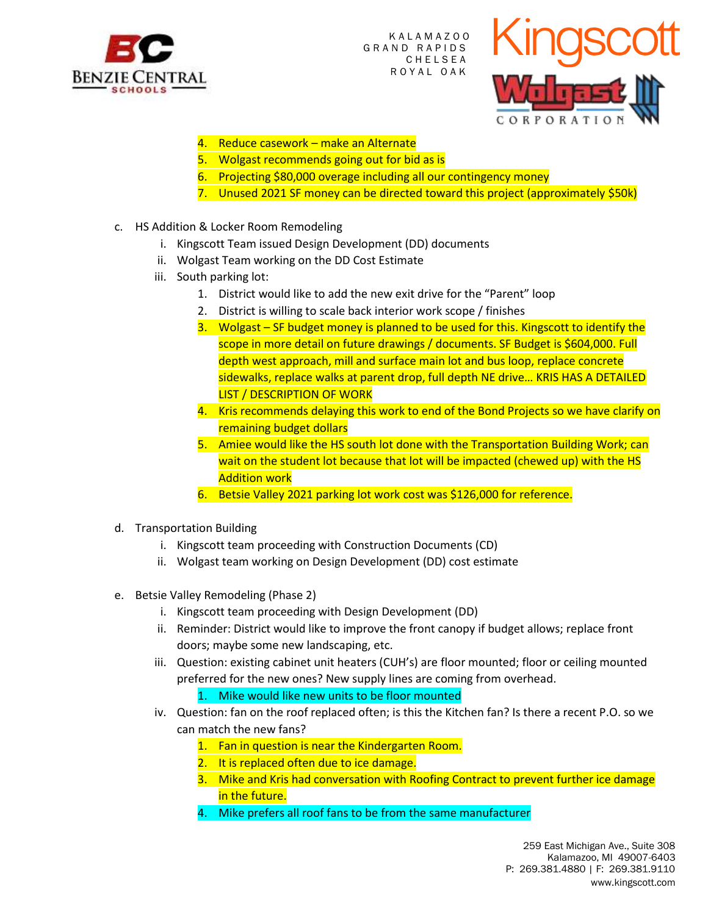4. Reduce casework – make an Alternate
5. Wolgast recommends going out for bid as is
6. Projecting $80,000 overage including all our contingency money
7. Unused 2021 SF money can be directed toward this project (approximately $50k)

c. HS Addition & Locker Room Remodeling
   i. Kingscott Team issued Design Development (DD) documents
   ii. Wolgast Team working on the DD Cost Estimate
   iii. South parking lot:
      1. District would like to add the new exit drive for the "Parent" loop
      2. District is willing to scale back interior work scope / finishes
      3. Wolgast – SF budget money is planned to be used for this. Kingscott to identify the scope in more detail on future drawings / documents. SF Budget is $604,000. Full depth west approach, mill and surface main lot and bus loop, replace concrete sidewalks, replace walks at parent drop, full depth NE drive… KRIS HAS A DETAILED LIST / DESCRIPTION OF WORK
      4. Kris recommends delaying this work to end of the Bond Projects so we have clarify on remaining budget dollars
      5. Amiee would like the HS south lot done with the Transportation Building Work; can wait on the student lot because that lot will be impacted (chewed up) with the HS Addition work
      6. Betsie Valley 2021 parking lot work cost was $126,000 for reference.

d. Transportation Building
   i. Kingscott team proceeding with Construction Documents (CD)
   ii. Wolgast team working on Design Development (DD) cost estimate

e. Betsie Valley Remodeling (Phase 2)
   i. Kingscott team proceeding with Design Development (DD)
   ii. Reminder: District would like to improve the front canopy if budget allows; replace front doors; maybe some new landscaping, etc.
   iii. Question: existing cabinet unit heaters (CUH's) are floor mounted; floor or ceiling mounted preferred for the new ones? New supply lines are coming from overhead.
      1. Mike would like new units to be floor mounted
   iv. Question: fan on the roof replaced often; is this the Kitchen fan? Is there a recent P.O. so we can match the new fans?
      1. Fan in question is near the Kindergarten Room.
      2. It is replaced often due to ice damage.
      3. Mike and Kris had conversation with Roofing Contract to prevent further ice damage in the future.
      4. Mike prefers all roof fans to be from the same manufacturer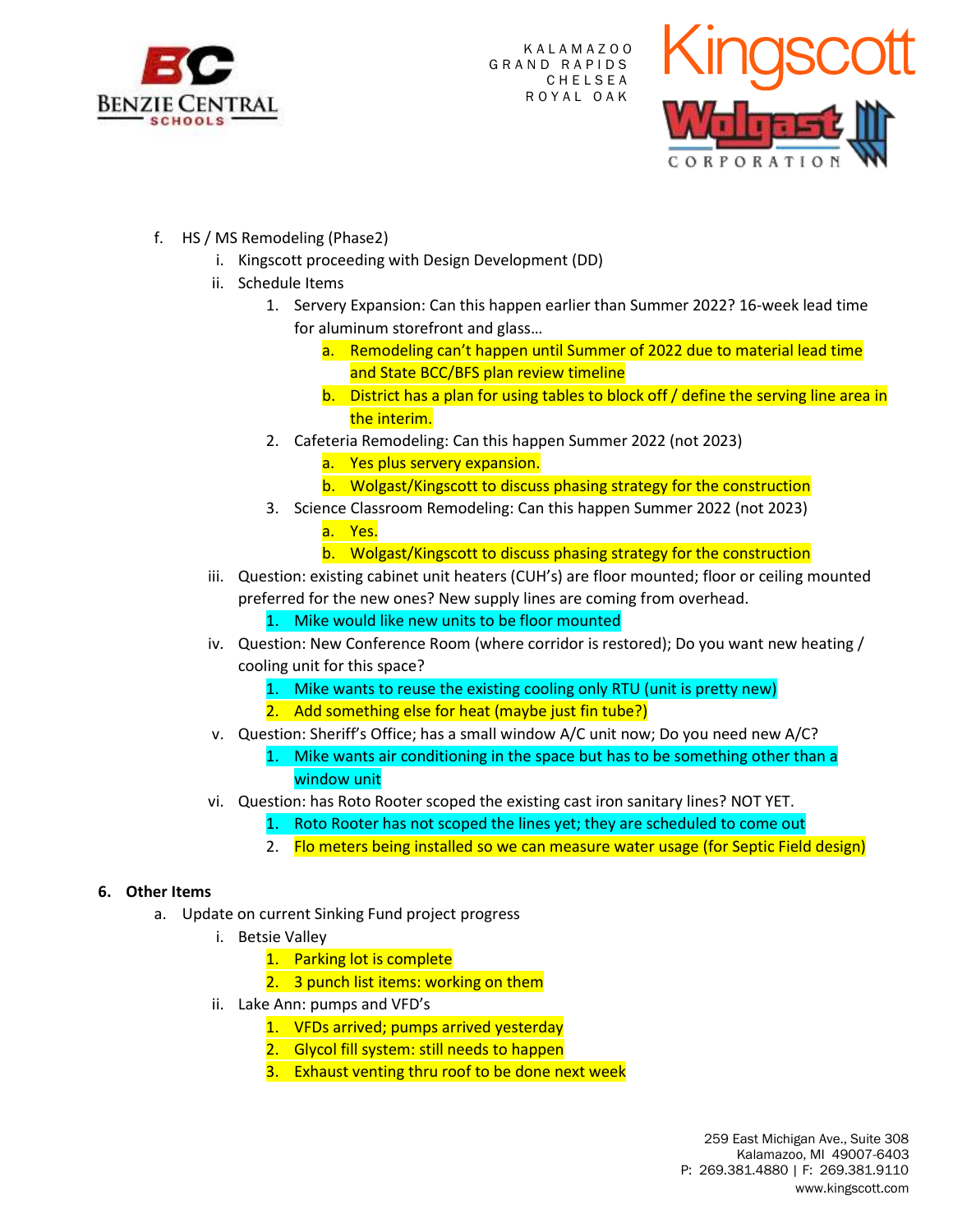f. HS / MS Remodeling (Phase2)
   - i. Kingscott proceeding with Design Development (DD)
   - ii. Schedule Items
     1. Servery Expansion: Can this happen earlier than Summer 2022? 16-week lead time for aluminum storefront and glass…
        - a. Remodeling can't happen until Summer of 2022 due to material lead time and State BCC/BFS plan review timeline
        - b. District has a plan for using tables to block off / define the serving line area in the interim.
     2. Cafeteria Remodeling: Can this happen Summer 2022 (not 2023)
        - a. Yes plus servery expansion.
        - b. Wolgast/Kingscott to discuss phasing strategy for the construction
     3. Science Classroom Remodeling: Can this happen Summer 2022 (not 2023)
        - a. Yes.
        - b. Wolgast/Kingscott to discuss phasing strategy for the construction
   - iii. Question: existing cabinet unit heaters (CUH's) are floor mounted; floor or ceiling mounted preferred for the new ones? New supply lines are coming from overhead.
     1. Mike would like new units to be floor mounted
   - iv. Question: New Conference Room (where corridor is restored); Do you want new heating / cooling unit for this space?
     1. Mike wants to reuse the existing cooling only RTU (unit is pretty new)
     2. Add something else for heat (maybe just fin tube?)
   - v. Question: Sheriff's Office; has a small window A/C unit now; Do you need new A/C?
     1. Mike wants air conditioning in the space but has to be something other than a window unit
   - vi. Question: has Roto Rooter scoped the existing cast iron sanitary lines? NOT YET.
     1. Roto Rooter has not scoped the lines yet; they are scheduled to come out
     2. Flo meters being installed so we can measure water usage (for Septic Field design)

## 6. Other Items

a. Update on current Sinking Fund project progress
   - i. Betsie Valley
     1. Parking lot is complete
     2. 3 punch list items: working on them
   - ii. Lake Ann: pumps and VFD's
     1. VFDs arrived; pumps arrived yesterday
     2. Glycol fill system: still needs to happen
     3. Exhaust venting thru roof to be done next week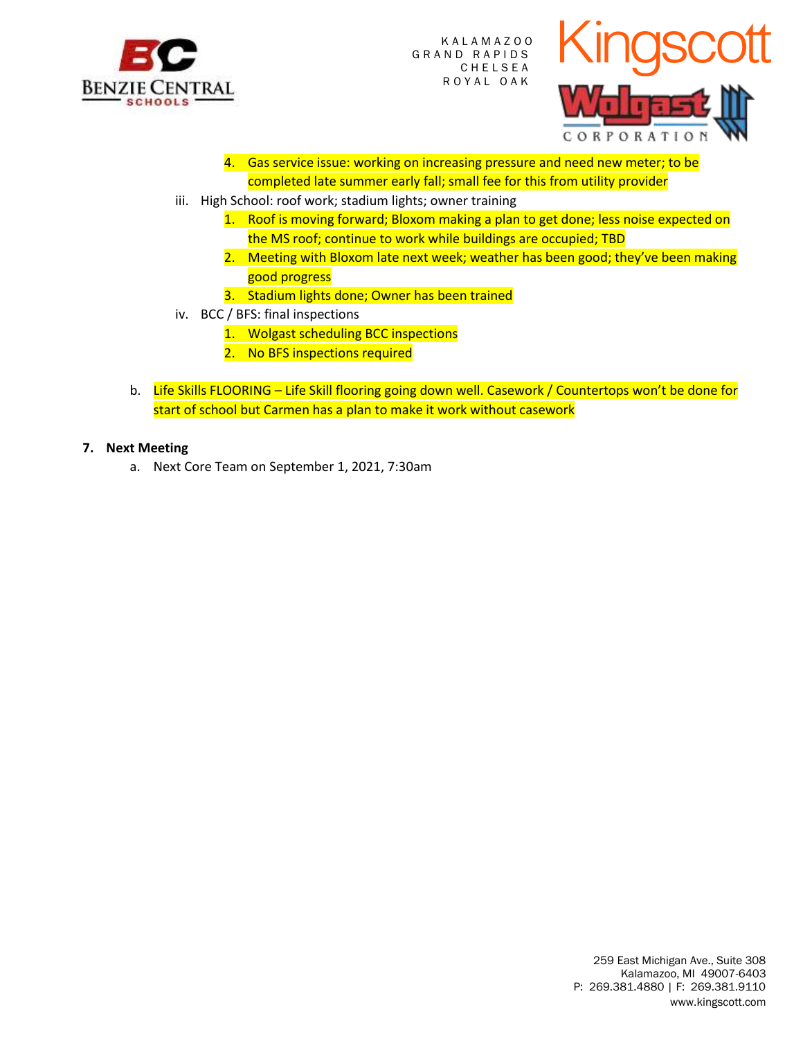4. Gas service issue: working on increasing pressure and need new meter; to be completed late summer early fall; small fee for this from utility provider

iii. High School: roof work; stadium lights; owner training

1. Roof is moving forward; Bloxom making a plan to get done; less noise expected on the MS roof; continue to work while buildings are occupied; TBD
2. Meeting with Bloxom late next week; weather has been good; they've been making good progress
3. Stadium lights done; Owner has been trained

iv. BCC / BFS: final inspections

1. Wolgast scheduling BCC inspections
2. No BFS inspections required

b. Life Skills FLOORING – Life Skill flooring going down well. Casework / Countertops won't be done for start of school but Carmen has a plan to make it work without casework

**7. Next Meeting**

a. Next Core Team on September 1, 2021, 7:30am